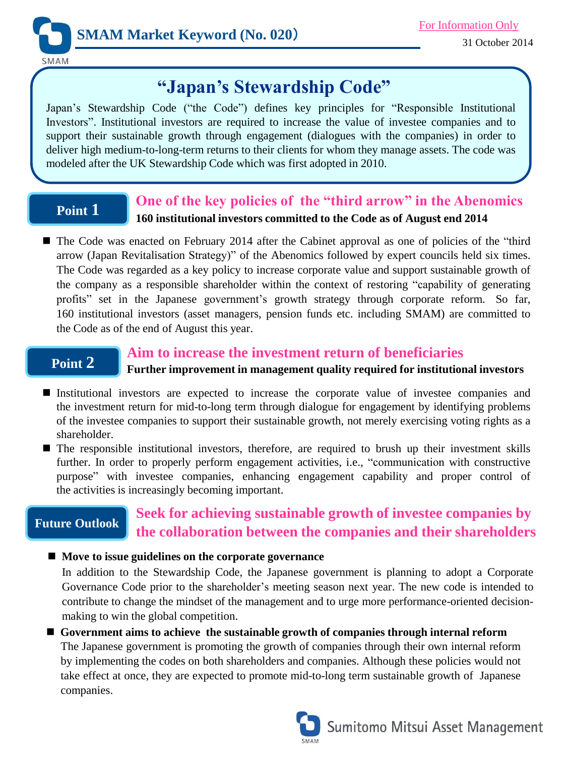SMAM Market Keyword (No. 020）

For Information Only

31 October 2014

# "Japan's Stewardship Code"

Japan's Stewardship Code ("the Code") defines key principles for "Responsible Institutional Investors". Institutional investors are required to increase the value of investee companies and to support their sustainable growth through engagement (dialogues with the companies) in order to deliver high medium-to-long-term returns to their clients for whom they manage assets. The code was modeled after the UK Stewardship Code which was first adopted in 2010.

## Point 1

### One of the key policies of the "third arrow" in the Abenomics

**160 institutional investors committed to the Code as of August end 2014**

- The Code was enacted on February 2014 after the Cabinet approval as one of policies of the "third arrow (Japan Revitalisation Strategy)" of the Abenomics followed by expert councils held six times. The Code was regarded as a key policy to increase corporate value and support sustainable growth of the company as a responsible shareholder within the context of restoring "capability of generating profits" set in the Japanese government's growth strategy through corporate reform. So far, 160 institutional investors (asset managers, pension funds etc. including SMAM) are committed to the Code as of the end of August this year.

## Point 2

### Aim to increase the investment return of beneficiaries

**Further improvement in management quality required for institutional investors**

- Institutional investors are expected to increase the corporate value of investee companies and the investment return for mid-to-long term through dialogue for engagement by identifying problems of the investee companies to support their sustainable growth, not merely exercising voting rights as a shareholder.
- The responsible institutional investors, therefore, are required to brush up their investment skills further. In order to properly perform engagement activities, i.e., "communication with constructive purpose" with investee companies, enhancing engagement capability and proper control of the activities is increasingly becoming important.

## Future Outlook

### Seek for achieving sustainable growth of investee companies by the collaboration between the companies and their shareholders

- **Move to issue guidelines on the corporate governance**

  In addition to the Stewardship Code, the Japanese government is planning to adopt a Corporate Governance Code prior to the shareholder's meeting season next year. The new code is intended to contribute to change the mindset of the management and to urge more performance-oriented decision-making to win the global competition.

- **Government aims to achieve the sustainable growth of companies through internal reform**

  The Japanese government is promoting the growth of companies through their own internal reform by implementing the codes on both shareholders and companies. Although these policies would not take effect at once, they are expected to promote mid-to-long term sustainable growth of Japanese companies.

Sumitomo Mitsui Asset Management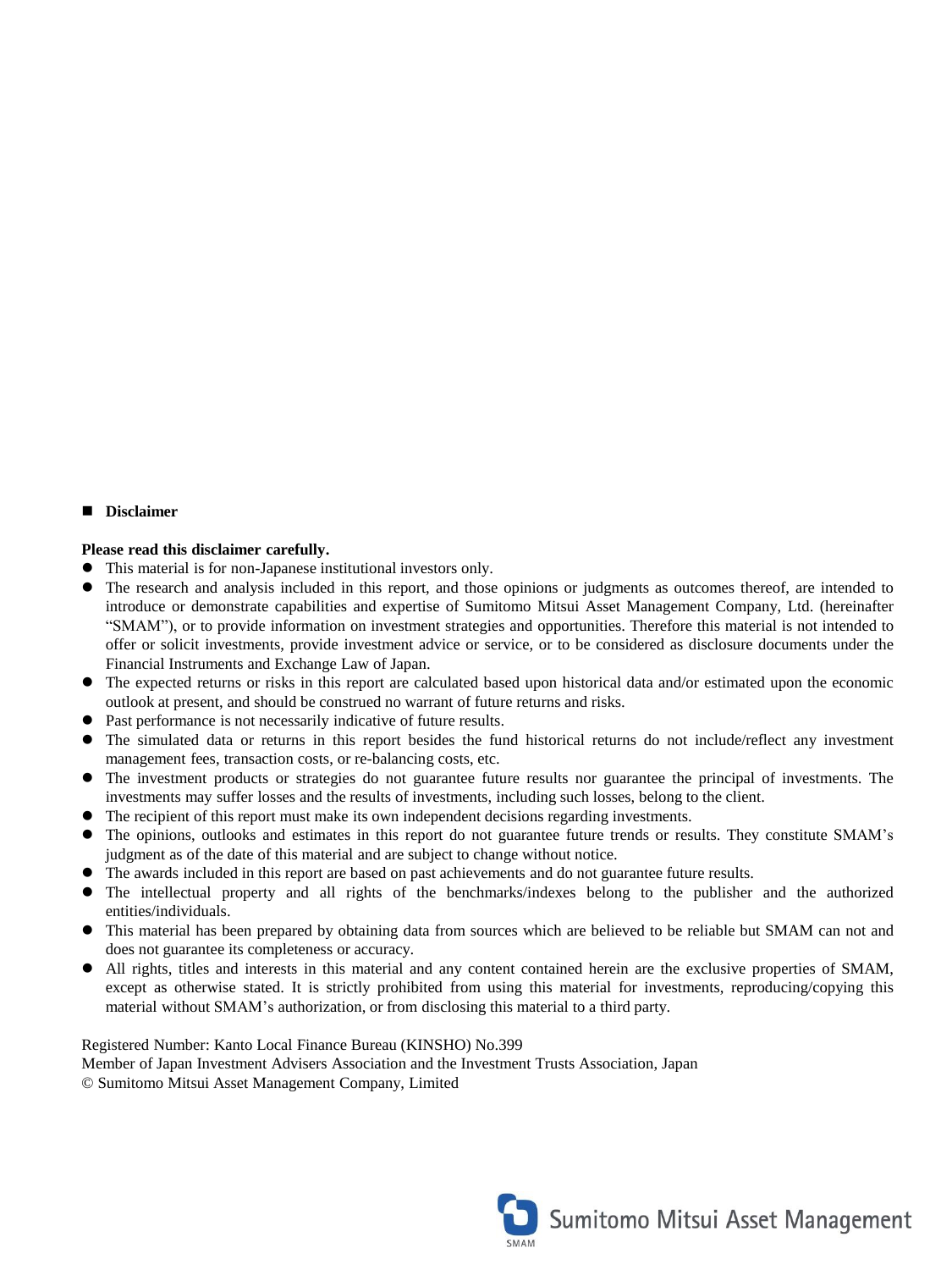## Disclaimer

**Please read this disclaimer carefully.**

- This material is for non-Japanese institutional investors only.
- The research and analysis included in this report, and those opinions or judgments as outcomes thereof, are intended to introduce or demonstrate capabilities and expertise of Sumitomo Mitsui Asset Management Company, Ltd. (hereinafter "SMAM"), or to provide information on investment strategies and opportunities. Therefore this material is not intended to offer or solicit investments, provide investment advice or service, or to be considered as disclosure documents under the Financial Instruments and Exchange Law of Japan.
- The expected returns or risks in this report are calculated based upon historical data and/or estimated upon the economic outlook at present, and should be construed no warrant of future returns and risks.
- Past performance is not necessarily indicative of future results.
- The simulated data or returns in this report besides the fund historical returns do not include/reflect any investment management fees, transaction costs, or re-balancing costs, etc.
- The investment products or strategies do not guarantee future results nor guarantee the principal of investments. The investments may suffer losses and the results of investments, including such losses, belong to the client.
- The recipient of this report must make its own independent decisions regarding investments.
- The opinions, outlooks and estimates in this report do not guarantee future trends or results. They constitute SMAM's judgment as of the date of this material and are subject to change without notice.
- The awards included in this report are based on past achievements and do not guarantee future results.
- The intellectual property and all rights of the benchmarks/indexes belong to the publisher and the authorized entities/individuals.
- This material has been prepared by obtaining data from sources which are believed to be reliable but SMAM can not and does not guarantee its completeness or accuracy.
- All rights, titles and interests in this material and any content contained herein are the exclusive properties of SMAM, except as otherwise stated. It is strictly prohibited from using this material for investments, reproducing/copying this material without SMAM's authorization, or from disclosing this material to a third party.

Registered Number: Kanto Local Finance Bureau (KINSHO) No.399
Member of Japan Investment Advisers Association and the Investment Trusts Association, Japan
© Sumitomo Mitsui Asset Management Company, Limited

SMAM Sumitomo Mitsui Asset Management